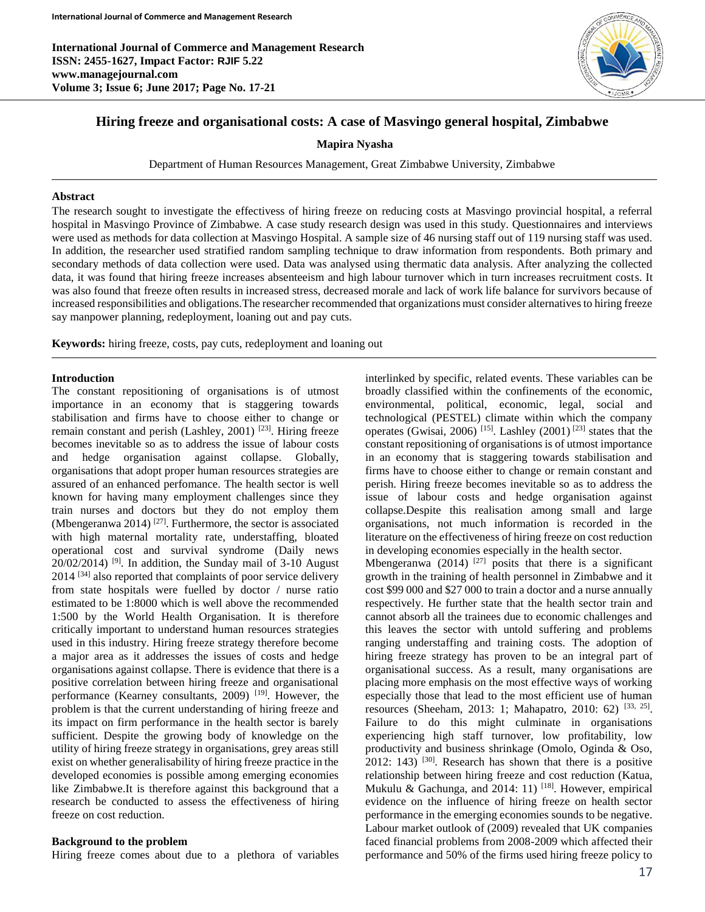**International Journal of Commerce and Management Research**
**ISSN: 2455-1627, Impact Factor: RJIF 5.22**
**www.managejournal.com**
**Volume 3; Issue 6; June 2017; Page No. 17-21**

# Hiring freeze and organisational costs: A case of Masvingo general hospital, Zimbabwe

**Mapira Nyasha**

Department of Human Resources Management, Great Zimbabwe University, Zimbabwe

## Abstract

The research sought to investigate the effectivess of hiring freeze on reducing costs at Masvingo provincial hospital, a referral hospital in Masvingo Province of Zimbabwe. A case study research design was used in this study. Questionnaires and interviews were used as methods for data collection at Masvingo Hospital. A sample size of 46 nursing staff out of 119 nursing staff was used. In addition, the researcher used stratified random sampling technique to draw information from respondents. Both primary and secondary methods of data collection were used. Data was analysed using thermatic data analysis. After analyzing the collected data, it was found that hiring freeze increases absenteeism and high labour turnover which in turn increases recruitment costs. It was also found that freeze often results in increased stress, decreased morale and lack of work life balance for survivors because of increased responsibilities and obligations.The researcher recommended that organizations must consider alternatives to hiring freeze say manpower planning, redeployment, loaning out and pay cuts.

**Keywords:** hiring freeze, costs, pay cuts, redeployment and loaning out

## Introduction

The constant repositioning of organisations is of utmost importance in an economy that is staggering towards stabilisation and firms have to choose either to change or remain constant and perish (Lashley, 2001) [23]. Hiring freeze becomes inevitable so as to address the issue of labour costs and hedge organisation against collapse. Globally, organisations that adopt proper human resources strategies are assured of an enhanced perfomance. The health sector is well known for having many employment challenges since they train nurses and doctors but they do not employ them (Mbengeranwa 2014) [27]. Furthermore, the sector is associated with high maternal mortality rate, understaffing, bloated operational cost and survival syndrome (Daily news 20/02/2014) [9]. In addition, the Sunday mail of 3-10 August 2014 [34] also reported that complaints of poor service delivery from state hospitals were fuelled by doctor / nurse ratio estimated to be 1:8000 which is well above the recommended 1:500 by the World Health Organisation. It is therefore critically important to understand human resources strategies used in this industry. Hiring freeze strategy therefore become a major area as it addresses the issues of costs and hedge organisations against collapse. There is evidence that there is a positive correlation between hiring freeze and organisational performance (Kearney consultants, 2009) [19]. However, the problem is that the current understanding of hiring freeze and its impact on firm performance in the health sector is barely sufficient. Despite the growing body of knowledge on the utility of hiring freeze strategy in organisations, grey areas still exist on whether generalisability of hiring freeze practice in the developed economies is possible among emerging economies like Zimbabwe.It is therefore against this background that a research be conducted to assess the effectiveness of hiring freeze on cost reduction.

## Background to the problem

Hiring freeze comes about due to a plethora of variables interlinked by specific, related events. These variables can be broadly classified within the confinements of the economic, environmental, political, economic, legal, social and technological (PESTEL) climate within which the company operates (Gwisai, 2006) [15]. Lashley (2001) [23] states that the constant repositioning of organisations is of utmost importance in an economy that is staggering towards stabilisation and firms have to choose either to change or remain constant and perish. Hiring freeze becomes inevitable so as to address the issue of labour costs and hedge organisation against collapse.Despite this realisation among small and large organisations, not much information is recorded in the literature on the effectiveness of hiring freeze on cost reduction in developing economies especially in the health sector.

Mbengeranwa (2014) [27] posits that there is a significant growth in the training of health personnel in Zimbabwe and it cost $99 000 and $27 000 to train a doctor and a nurse annually respectively. He further state that the health sector train and cannot absorb all the trainees due to economic challenges and this leaves the sector with untold suffering and problems ranging understaffing and training costs. The adoption of hiring freeze strategy has proven to be an integral part of organisational success. As a result, many organisations are placing more emphasis on the most effective ways of working especially those that lead to the most efficient use of human resources (Sheeham, 2013: 1; Mahapatro, 2010: 62) [33, 25]. Failure to do this might culminate in organisations experiencing high staff turnover, low profitability, low productivity and business shrinkage (Omolo, Oginda & Oso, 2012: 143) [30]. Research has shown that there is a positive relationship between hiring freeze and cost reduction (Katua, Mukulu & Gachunga, and 2014: 11) [18]. However, empirical evidence on the influence of hiring freeze on health sector performance in the emerging economies sounds to be negative. Labour market outlook of (2009) revealed that UK companies faced financial problems from 2008-2009 which affected their performance and 50% of the firms used hiring freeze policy to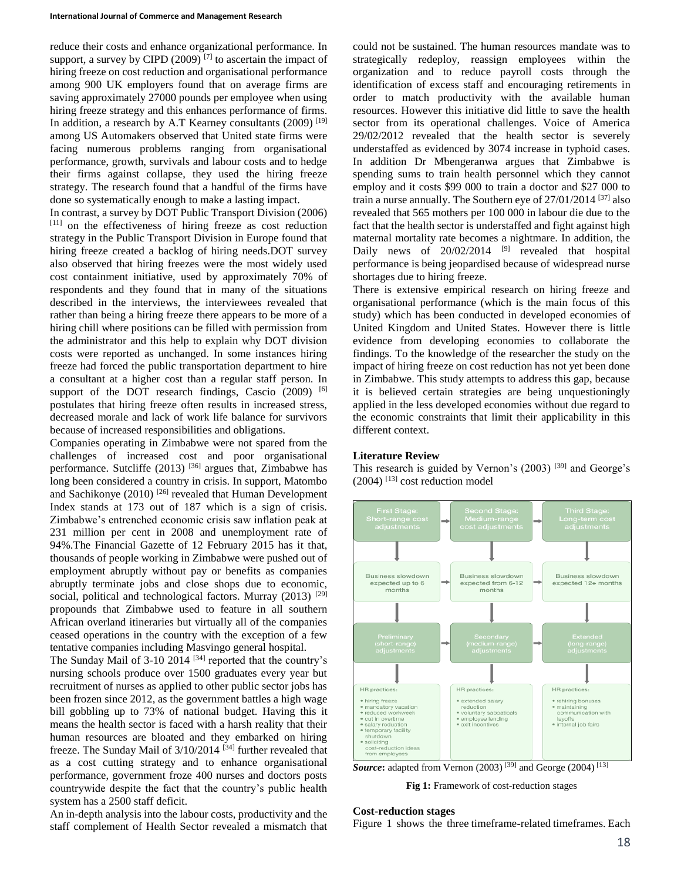reduce their costs and enhance organizational performance. In support, a survey by CIPD (2009) [7] to ascertain the impact of hiring freeze on cost reduction and organisational performance among 900 UK employers found that on average firms are saving approximately 27000 pounds per employee when using hiring freeze strategy and this enhances performance of firms. In addition, a research by A.T Kearney consultants (2009) [19] among US Automakers observed that United state firms were facing numerous problems ranging from organisational performance, growth, survivals and labour costs and to hedge their firms against collapse, they used the hiring freeze strategy. The research found that a handful of the firms have done so systematically enough to make a lasting impact.

In contrast, a survey by DOT Public Transport Division (2006) [11] on the effectiveness of hiring freeze as cost reduction strategy in the Public Transport Division in Europe found that hiring freeze created a backlog of hiring needs.DOT survey also observed that hiring freezes were the most widely used cost containment initiative, used by approximately 70% of respondents and they found that in many of the situations described in the interviews, the interviewees revealed that rather than being a hiring freeze there appears to be more of a hiring chill where positions can be filled with permission from the administrator and this help to explain why DOT division costs were reported as unchanged. In some instances hiring freeze had forced the public transportation department to hire a consultant at a higher cost than a regular staff person. In support of the DOT research findings, Cascio (2009) [6] postulates that hiring freeze often results in increased stress, decreased morale and lack of work life balance for survivors because of increased responsibilities and obligations.

Companies operating in Zimbabwe were not spared from the challenges of increased cost and poor organisational performance. Sutcliffe (2013) [36] argues that, Zimbabwe has long been considered a country in crisis. In support, Matombo and Sachikonye (2010) [26] revealed that Human Development Index stands at 173 out of 187 which is a sign of crisis. Zimbabwe's entrenched economic crisis saw inflation peak at 231 million per cent in 2008 and unemployment rate of 94%.The Financial Gazette of 12 February 2015 has it that, thousands of people working in Zimbabwe were pushed out of employment abruptly without pay or benefits as companies abruptly terminate jobs and close shops due to economic, social, political and technological factors. Murray (2013) [29] propounds that Zimbabwe used to feature in all southern African overland itineraries but virtually all of the companies ceased operations in the country with the exception of a few tentative companies including Masvingo general hospital.

The Sunday Mail of 3-10 2014 [34] reported that the country's nursing schools produce over 1500 graduates every year but recruitment of nurses as applied to other public sector jobs has been frozen since 2012, as the government battles a high wage bill gobbling up to 73% of national budget. Having this it means the health sector is faced with a harsh reality that their human resources are bloated and they embarked on hiring freeze. The Sunday Mail of 3/10/2014 [34] further revealed that as a cost cutting strategy and to enhance organisational performance, government froze 400 nurses and doctors posts countrywide despite the fact that the country's public health system has a 2500 staff deficit.

An in-depth analysis into the labour costs, productivity and the staff complement of Health Sector revealed a mismatch that could not be sustained. The human resources mandate was to strategically redeploy, reassign employees within the organization and to reduce payroll costs through the identification of excess staff and encouraging retirements in order to match productivity with the available human resources. However this initiative did little to save the health sector from its operational challenges. Voice of America 29/02/2012 revealed that the health sector is severely understaffed as evidenced by 3074 increase in typhoid cases. In addition Dr Mbengeranwa argues that Zimbabwe is spending sums to train health personnel which they cannot employ and it costs $99 000 to train a doctor and $27 000 to train a nurse annually. The Southern eye of 27/01/2014 [37] also revealed that 565 mothers per 100 000 in labour die due to the fact that the health sector is understaffed and fight against high maternal mortality rate becomes a nightmare. In addition, the Daily news of 20/02/2014 [9] revealed that hospital performance is being jeopardised because of widespread nurse shortages due to hiring freeze.

There is extensive empirical research on hiring freeze and organisational performance (which is the main focus of this study) which has been conducted in developed economies of United Kingdom and United States. However there is little evidence from developing economies to collaborate the findings. To the knowledge of the researcher the study on the impact of hiring freeze on cost reduction has not yet been done in Zimbabwe. This study attempts to address this gap, because it is believed certain strategies are being unquestioningly applied in the less developed economies without due regard to the economic constraints that limit their applicability in this different context.

## Literature Review

This research is guided by Vernon's (2003) [39] and George's (2004) [13] cost reduction model

| First Stage: Short-range cost adjustments | Second Stage: Medium-range cost adjustments | Third Stage: Long-term cost adjustments |
|---|---|---|
| Business slowdown expected up to 6 months | Business slowdown expected from 6-12 months | Business slowdown expected 12+ months |
| Preliminary (short-range) adjustments | Secondary (medium-range) adjustments | Extended (long-range) adjustments |
| HR practices: • hiring freeze • mandatory vacation • reduced workweek • cut in overtime • salary reduction • temporary facility shutdown • soliciting cost-reduction ideas from employees | HR practices: • extended salary reduction • voluntary sabbaticals • employee lending • exit incentives | HR practices: • rehiring bonuses • maintaining communication with layoffs • internal job fairs |

***Source*:** adapted from Vernon (2003) [39] and George (2004) [13]

**Fig 1:** Framework of cost-reduction stages

### Cost-reduction stages

Figure 1 shows the three timeframe-related timeframes. Each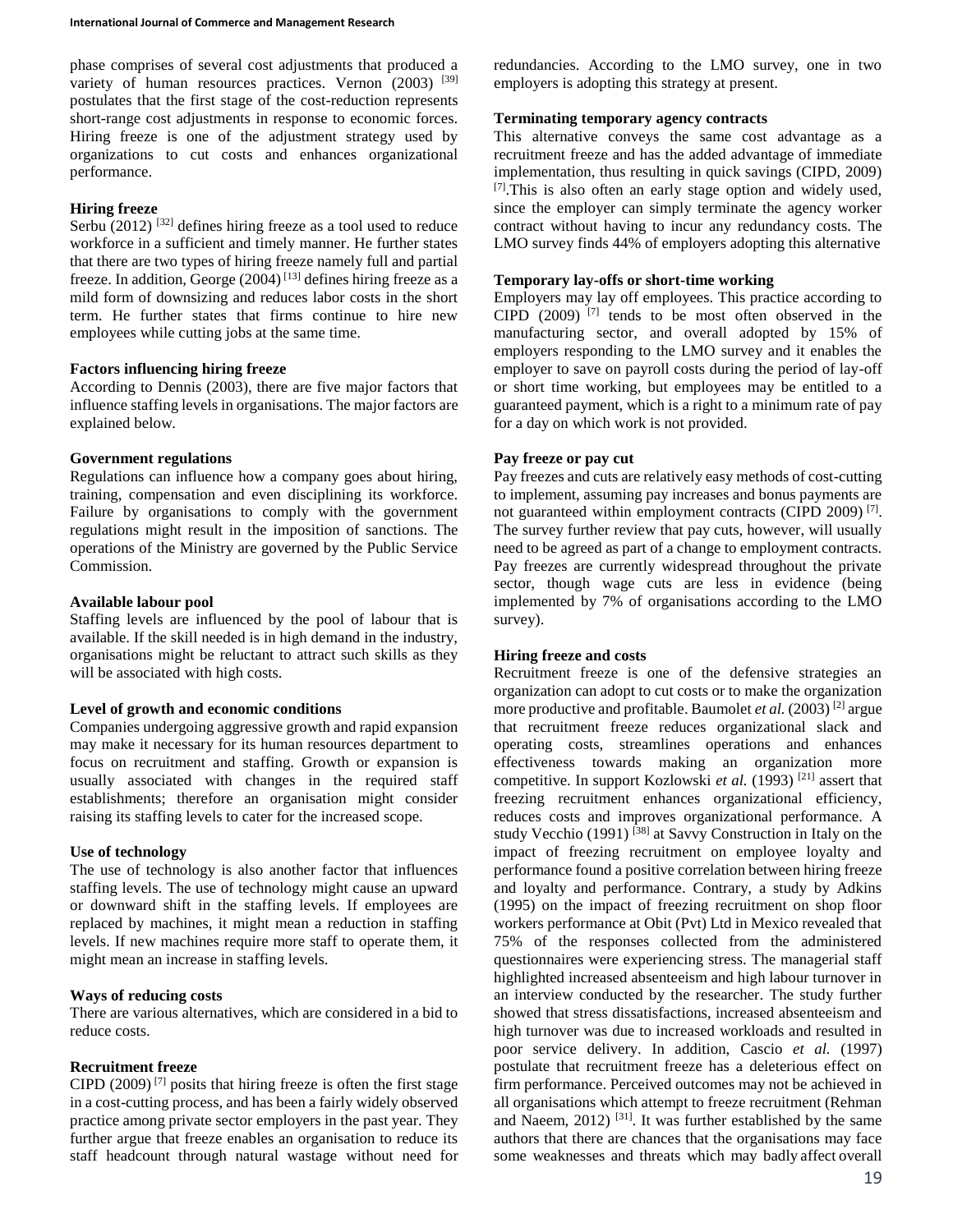phase comprises of several cost adjustments that produced a variety of human resources practices. Vernon (2003) [39] postulates that the first stage of the cost-reduction represents short-range cost adjustments in response to economic forces. Hiring freeze is one of the adjustment strategy used by organizations to cut costs and enhances organizational performance.

## Hiring freeze

Serbu (2012) [32] defines hiring freeze as a tool used to reduce workforce in a sufficient and timely manner. He further states that there are two types of hiring freeze namely full and partial freeze. In addition, George (2004) [13] defines hiring freeze as a mild form of downsizing and reduces labor costs in the short term. He further states that firms continue to hire new employees while cutting jobs at the same time.

## Factors influencing hiring freeze

According to Dennis (2003), there are five major factors that influence staffing levels in organisations. The major factors are explained below.

### Government regulations

Regulations can influence how a company goes about hiring, training, compensation and even disciplining its workforce. Failure by organisations to comply with the government regulations might result in the imposition of sanctions. The operations of the Ministry are governed by the Public Service Commission.

### Available labour pool

Staffing levels are influenced by the pool of labour that is available. If the skill needed is in high demand in the industry, organisations might be reluctant to attract such skills as they will be associated with high costs.

### Level of growth and economic conditions

Companies undergoing aggressive growth and rapid expansion may make it necessary for its human resources department to focus on recruitment and staffing. Growth or expansion is usually associated with changes in the required staff establishments; therefore an organisation might consider raising its staffing levels to cater for the increased scope.

### Use of technology

The use of technology is also another factor that influences staffing levels. The use of technology might cause an upward or downward shift in the staffing levels. If employees are replaced by machines, it might mean a reduction in staffing levels. If new machines require more staff to operate them, it might mean an increase in staffing levels.

## Ways of reducing costs

There are various alternatives, which are considered in a bid to reduce costs.

### Recruitment freeze

CIPD (2009) [7] posits that hiring freeze is often the first stage in a cost-cutting process, and has been a fairly widely observed practice among private sector employers in the past year. They further argue that freeze enables an organisation to reduce its staff headcount through natural wastage without need for redundancies. According to the LMO survey, one in two employers is adopting this strategy at present.

### Terminating temporary agency contracts

This alternative conveys the same cost advantage as a recruitment freeze and has the added advantage of immediate implementation, thus resulting in quick savings (CIPD, 2009) [7].This is also often an early stage option and widely used, since the employer can simply terminate the agency worker contract without having to incur any redundancy costs. The LMO survey finds 44% of employers adopting this alternative

### Temporary lay-offs or short-time working

Employers may lay off employees. This practice according to CIPD (2009) [7] tends to be most often observed in the manufacturing sector, and overall adopted by 15% of employers responding to the LMO survey and it enables the employer to save on payroll costs during the period of lay-off or short time working, but employees may be entitled to a guaranteed payment, which is a right to a minimum rate of pay for a day on which work is not provided.

### Pay freeze or pay cut

Pay freezes and cuts are relatively easy methods of cost-cutting to implement, assuming pay increases and bonus payments are not guaranteed within employment contracts (CIPD 2009) [7]. The survey further review that pay cuts, however, will usually need to be agreed as part of a change to employment contracts. Pay freezes are currently widespread throughout the private sector, though wage cuts are less in evidence (being implemented by 7% of organisations according to the LMO survey).

## Hiring freeze and costs

Recruitment freeze is one of the defensive strategies an organization can adopt to cut costs or to make the organization more productive and profitable. Baumolet *et al.* (2003) [2] argue that recruitment freeze reduces organizational slack and operating costs, streamlines operations and enhances effectiveness towards making an organization more competitive. In support Kozlowski *et al.* (1993) [21] assert that freezing recruitment enhances organizational efficiency, reduces costs and improves organizational performance. A study Vecchio (1991) [38] at Savvy Construction in Italy on the impact of freezing recruitment on employee loyalty and performance found a positive correlation between hiring freeze and loyalty and performance. Contrary, a study by Adkins (1995) on the impact of freezing recruitment on shop floor workers performance at Obit (Pvt) Ltd in Mexico revealed that 75% of the responses collected from the administered questionnaires were experiencing stress. The managerial staff highlighted increased absenteeism and high labour turnover in an interview conducted by the researcher. The study further showed that stress dissatisfactions, increased absenteeism and high turnover was due to increased workloads and resulted in poor service delivery. In addition, Cascio *et al.* (1997) postulate that recruitment freeze has a deleterious effect on firm performance. Perceived outcomes may not be achieved in all organisations which attempt to freeze recruitment (Rehman and Naeem, 2012) [31]. It was further established by the same authors that there are chances that the organisations may face some weaknesses and threats which may badly affect overall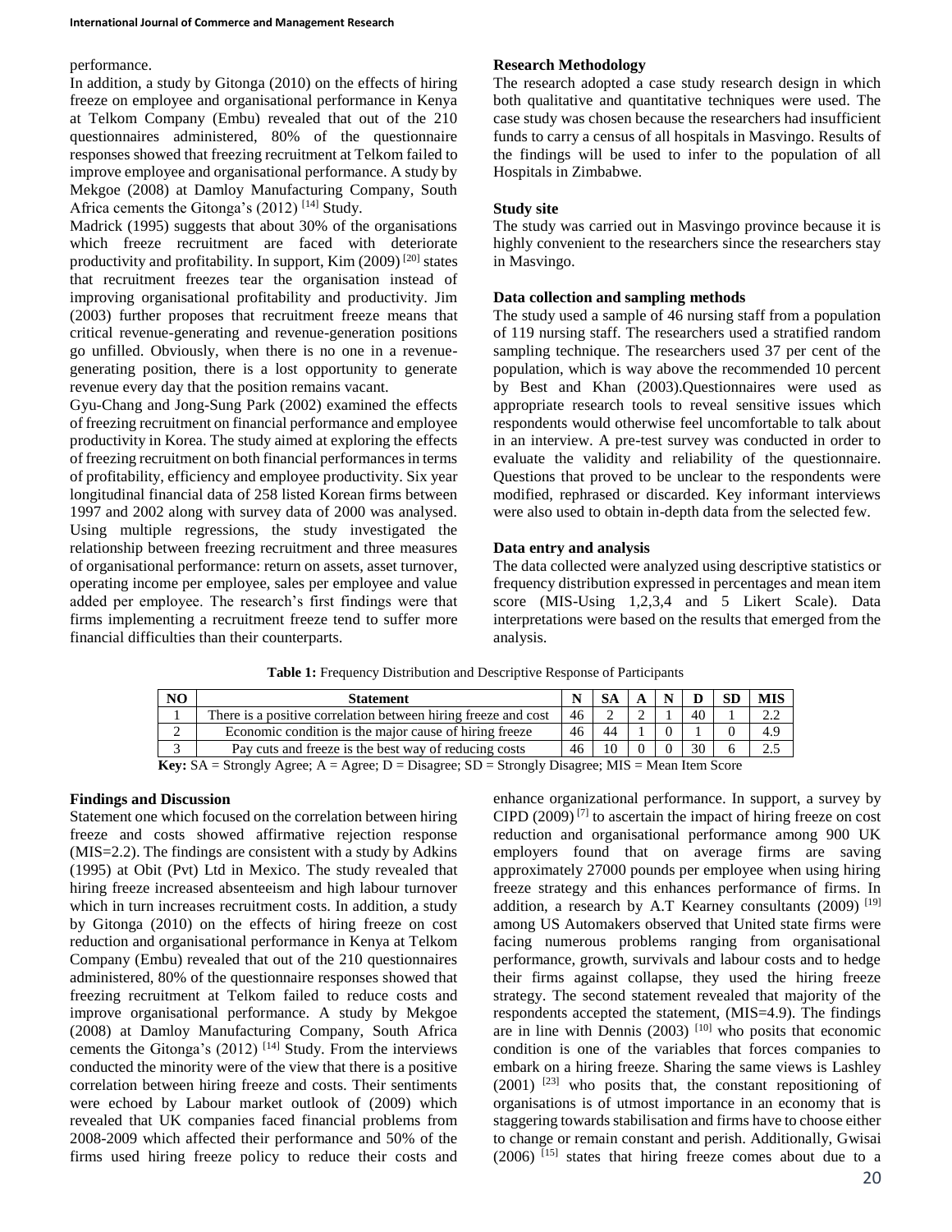performance.

In addition, a study by Gitonga (2010) on the effects of hiring freeze on employee and organisational performance in Kenya at Telkom Company (Embu) revealed that out of the 210 questionnaires administered, 80% of the questionnaire responses showed that freezing recruitment at Telkom failed to improve employee and organisational performance. A study by Mekgoe (2008) at Damloy Manufacturing Company, South Africa cements the Gitonga's (2012) [14] Study.

Madrick (1995) suggests that about 30% of the organisations which freeze recruitment are faced with deteriorate productivity and profitability. In support, Kim (2009) [20] states that recruitment freezes tear the organisation instead of improving organisational profitability and productivity. Jim (2003) further proposes that recruitment freeze means that critical revenue-generating and revenue-generation positions go unfilled. Obviously, when there is no one in a revenue-generating position, there is a lost opportunity to generate revenue every day that the position remains vacant.

Gyu-Chang and Jong-Sung Park (2002) examined the effects of freezing recruitment on financial performance and employee productivity in Korea. The study aimed at exploring the effects of freezing recruitment on both financial performances in terms of profitability, efficiency and employee productivity. Six year longitudinal financial data of 258 listed Korean firms between 1997 and 2002 along with survey data of 2000 was analysed. Using multiple regressions, the study investigated the relationship between freezing recruitment and three measures of organisational performance: return on assets, asset turnover, operating income per employee, sales per employee and value added per employee. The research's first findings were that firms implementing a recruitment freeze tend to suffer more financial difficulties than their counterparts.

### Research Methodology

The research adopted a case study research design in which both qualitative and quantitative techniques were used. The case study was chosen because the researchers had insufficient funds to carry a census of all hospitals in Masvingo. Results of the findings will be used to infer to the population of all Hospitals in Zimbabwe.

### Study site

The study was carried out in Masvingo province because it is highly convenient to the researchers since the researchers stay in Masvingo.

### Data collection and sampling methods

The study used a sample of 46 nursing staff from a population of 119 nursing staff. The researchers used a stratified random sampling technique. The researchers used 37 per cent of the population, which is way above the recommended 10 percent by Best and Khan (2003).Questionnaires were used as appropriate research tools to reveal sensitive issues which respondents would otherwise feel uncomfortable to talk about in an interview. A pre-test survey was conducted in order to evaluate the validity and reliability of the questionnaire. Questions that proved to be unclear to the respondents were modified, rephrased or discarded. Key informant interviews were also used to obtain in-depth data from the selected few.

### Data entry and analysis

The data collected were analyzed using descriptive statistics or frequency distribution expressed in percentages and mean item score (MIS-Using 1,2,3,4 and 5 Likert Scale). Data interpretations were based on the results that emerged from the analysis.

**Table 1:** Frequency Distribution and Descriptive Response of Participants

| NO | Statement | N | SA | A | N | D | SD | MIS |
|---|---|---|---|---|---|---|---|---|
| 1 | There is a positive correlation between hiring freeze and cost | 46 | 2 | 2 | 1 | 40 | 1 | 2.2 |
| 2 | Economic condition is the major cause of hiring freeze | 46 | 44 | 1 | 0 | 1 | 0 | 4.9 |
| 3 | Pay cuts and freeze is the best way of reducing costs | 46 | 10 | 0 | 0 | 30 | 6 | 2.5 |

**Key:** SA = Strongly Agree; A = Agree; D = Disagree; SD = Strongly Disagree; MIS = Mean Item Score

### Findings and Discussion

Statement one which focused on the correlation between hiring freeze and costs showed affirmative rejection response (MIS=2.2). The findings are consistent with a study by Adkins (1995) at Obit (Pvt) Ltd in Mexico. The study revealed that hiring freeze increased absenteeism and high labour turnover which in turn increases recruitment costs. In addition, a study by Gitonga (2010) on the effects of hiring freeze on cost reduction and organisational performance in Kenya at Telkom Company (Embu) revealed that out of the 210 questionnaires administered, 80% of the questionnaire responses showed that freezing recruitment at Telkom failed to reduce costs and improve organisational performance. A study by Mekgoe (2008) at Damloy Manufacturing Company, South Africa cements the Gitonga's (2012) [14] Study. From the interviews conducted the minority were of the view that there is a positive correlation between hiring freeze and costs. Their sentiments were echoed by Labour market outlook of (2009) which revealed that UK companies faced financial problems from 2008-2009 which affected their performance and 50% of the firms used hiring freeze policy to reduce their costs and enhance organizational performance. In support, a survey by CIPD (2009) [7] to ascertain the impact of hiring freeze on cost reduction and organisational performance among 900 UK employers found that on average firms are saving approximately 27000 pounds per employee when using hiring freeze strategy and this enhances performance of firms. In addition, a research by A.T Kearney consultants (2009) [19] among US Automakers observed that United state firms were facing numerous problems ranging from organisational performance, growth, survivals and labour costs and to hedge their firms against collapse, they used the hiring freeze strategy. The second statement revealed that majority of the respondents accepted the statement, (MIS=4.9). The findings are in line with Dennis (2003) [10] who posits that economic condition is one of the variables that forces companies to embark on a hiring freeze. Sharing the same views is Lashley (2001) [23] who posits that, the constant repositioning of organisations is of utmost importance in an economy that is staggering towards stabilisation and firms have to choose either to change or remain constant and perish. Additionally, Gwisai (2006) [15] states that hiring freeze comes about due to a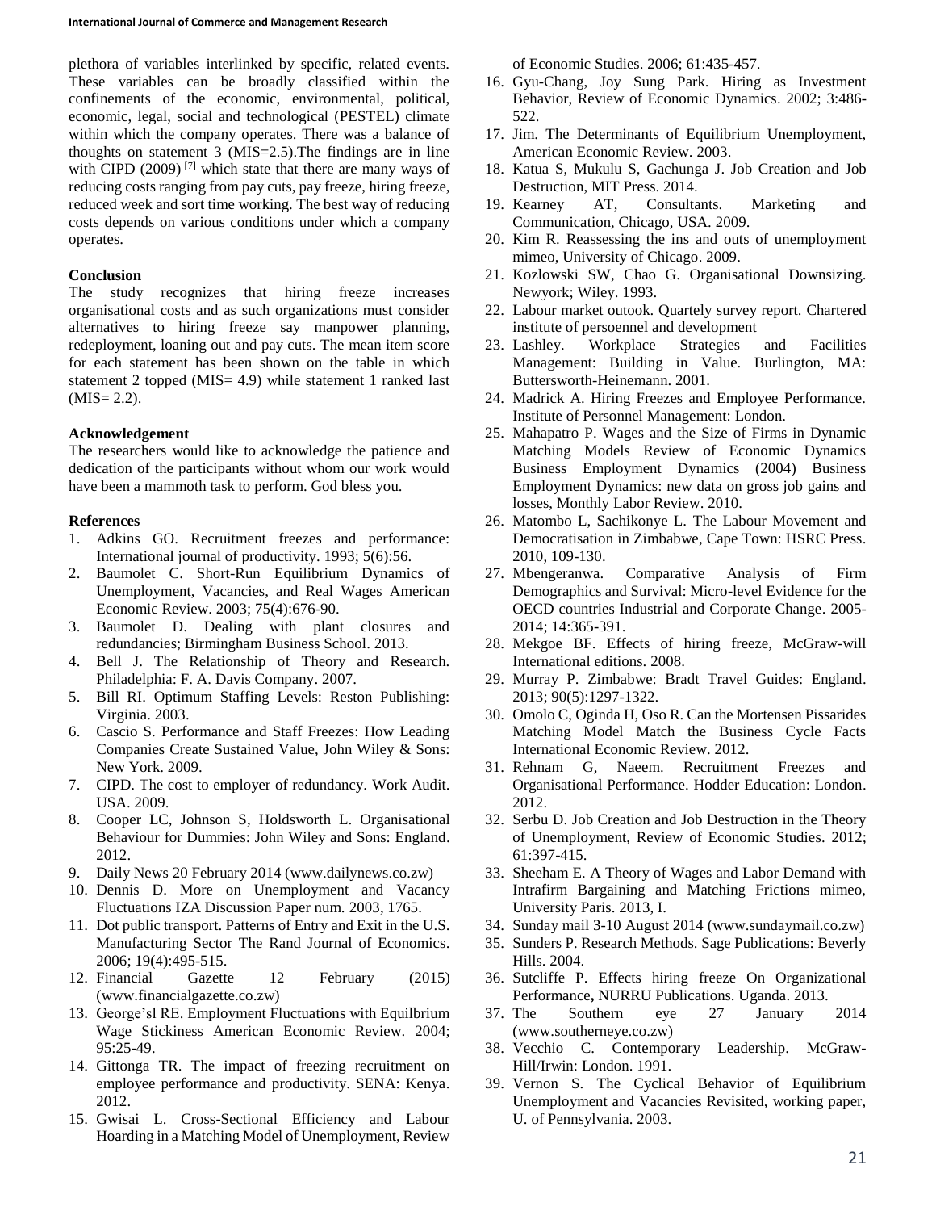plethora of variables interlinked by specific, related events. These variables can be broadly classified within the confinements of the economic, environmental, political, economic, legal, social and technological (PESTEL) climate within which the company operates. There was a balance of thoughts on statement 3 (MIS=2.5).The findings are in line with CIPD (2009) [7] which state that there are many ways of reducing costs ranging from pay cuts, pay freeze, hiring freeze, reduced week and sort time working. The best way of reducing costs depends on various conditions under which a company operates.

## Conclusion

The study recognizes that hiring freeze increases organisational costs and as such organizations must consider alternatives to hiring freeze say manpower planning, redeployment, loaning out and pay cuts. The mean item score for each statement has been shown on the table in which statement 2 topped (MIS= 4.9) while statement 1 ranked last (MIS= 2.2).

## Acknowledgement

The researchers would like to acknowledge the patience and dedication of the participants without whom our work would have been a mammoth task to perform. God bless you.

## References

1. Adkins GO. Recruitment freezes and performance: International journal of productivity. 1993; 5(6):56.
2. Baumolet C. Short-Run Equilibrium Dynamics of Unemployment, Vacancies, and Real Wages American Economic Review. 2003; 75(4):676-90.
3. Baumolet D. Dealing with plant closures and redundancies; Birmingham Business School. 2013.
4. Bell J. The Relationship of Theory and Research. Philadelphia: F. A. Davis Company. 2007.
5. Bill RI. Optimum Staffing Levels: Reston Publishing: Virginia. 2003.
6. Cascio S. Performance and Staff Freezes: How Leading Companies Create Sustained Value, John Wiley & Sons: New York. 2009.
7. CIPD. The cost to employer of redundancy. Work Audit. USA. 2009.
8. Cooper LC, Johnson S, Holdsworth L. Organisational Behaviour for Dummies: John Wiley and Sons: England. 2012.
9. Daily News 20 February 2014 (www.dailynews.co.zw)
10. Dennis D. More on Unemployment and Vacancy Fluctuations IZA Discussion Paper num. 2003, 1765.
11. Dot public transport. Patterns of Entry and Exit in the U.S. Manufacturing Sector The Rand Journal of Economics. 2006; 19(4):495-515.
12. Financial Gazette 12 February (2015) (www.financialgazette.co.zw)
13. George'sl RE. Employment Fluctuations with Equilbrium Wage Stickiness American Economic Review. 2004; 95:25-49.
14. Gittonga TR. The impact of freezing recruitment on employee performance and productivity. SENA: Kenya. 2012.
15. Gwisai L. Cross-Sectional Efficiency and Labour Hoarding in a Matching Model of Unemployment, Review of Economic Studies. 2006; 61:435-457.
16. Gyu-Chang, Joy Sung Park. Hiring as Investment Behavior, Review of Economic Dynamics. 2002; 3:486-522.
17. Jim. The Determinants of Equilibrium Unemployment, American Economic Review. 2003.
18. Katua S, Mukulu S, Gachunga J. Job Creation and Job Destruction, MIT Press. 2014.
19. Kearney AT, Consultants. Marketing and Communication, Chicago, USA. 2009.
20. Kim R. Reassessing the ins and outs of unemployment mimeo, University of Chicago. 2009.
21. Kozlowski SW, Chao G. Organisational Downsizing. Newyork; Wiley. 1993.
22. Labour market outook. Quartely survey report. Chartered institute of persoennel and development
23. Lashley. Workplace Strategies and Facilities Management: Building in Value. Burlington, MA: Buttersworth-Heinemann. 2001.
24. Madrick A. Hiring Freezes and Employee Performance. Institute of Personnel Management: London.
25. Mahapatro P. Wages and the Size of Firms in Dynamic Matching Models Review of Economic Dynamics Business Employment Dynamics (2004) Business Employment Dynamics: new data on gross job gains and losses, Monthly Labor Review. 2010.
26. Matombo L, Sachikonye L. The Labour Movement and Democratisation in Zimbabwe, Cape Town: HSRC Press. 2010, 109-130.
27. Mbengeranwa. Comparative Analysis of Firm Demographics and Survival: Micro-level Evidence for the OECD countries Industrial and Corporate Change. 2005-2014; 14:365-391.
28. Mekgoe BF. Effects of hiring freeze, McGraw-will International editions. 2008.
29. Murray P. Zimbabwe: Bradt Travel Guides: England. 2013; 90(5):1297-1322.
30. Omolo C, Oginda H, Oso R. Can the Mortensen Pissarides Matching Model Match the Business Cycle Facts International Economic Review. 2012.
31. Rehnam G, Naeem. Recruitment Freezes and Organisational Performance. Hodder Education: London. 2012.
32. Serbu D. Job Creation and Job Destruction in the Theory of Unemployment, Review of Economic Studies. 2012; 61:397-415.
33. Sheeham E. A Theory of Wages and Labor Demand with Intrafirm Bargaining and Matching Frictions mimeo, University Paris. 2013, I.
34. Sunday mail 3-10 August 2014 (www.sundaymail.co.zw)
35. Sunders P. Research Methods. Sage Publications: Beverly Hills. 2004.
36. Sutcliffe P. Effects hiring freeze On Organizational Performance**,** NURRU Publications. Uganda. 2013.
37. The Southern eye 27 January 2014 (www.southerneye.co.zw)
38. Vecchio C. Contemporary Leadership. McGraw-Hill/Irwin: London. 1991.
39. Vernon S. The Cyclical Behavior of Equilibrium Unemployment and Vacancies Revisited, working paper, U. of Pennsylvania. 2003.